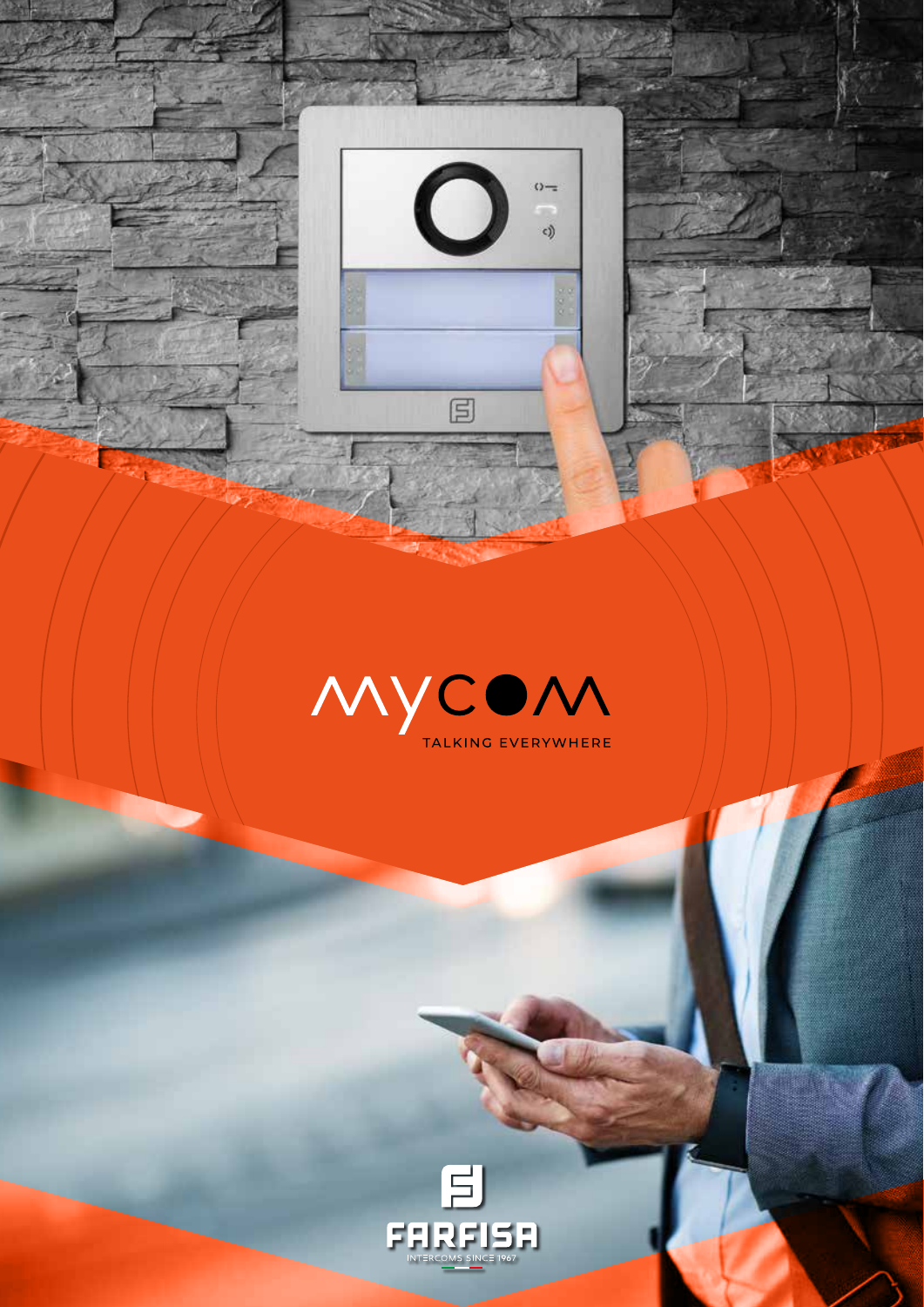# MYCOM

TALKING EVERYWHERE

FARFISA

INTERCOMS SINCE 1967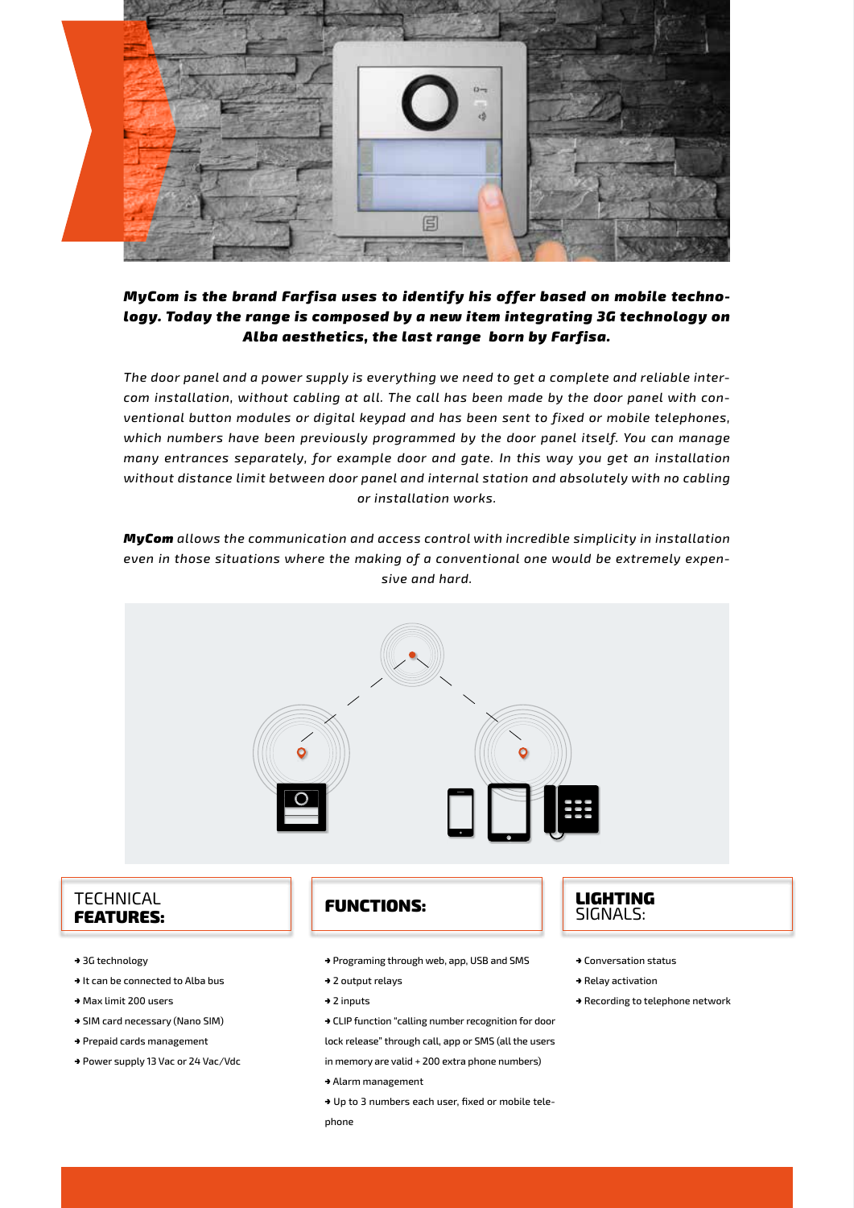***MyCom is the brand Farfisa uses to identify his offer based on mobile technology. Today the range is composed by a new item integrating 3G technology on Alba aesthetics, the last range born by Farfisa.***

*The door panel and a power supply is everything we need to get a complete and reliable intercom installation, without cabling at all. The call has been made by the door panel with conventional button modules or digital keypad and has been sent to fixed or mobile telephones, which numbers have been previously programmed by the door panel itself. You can manage many entrances separately, for example door and gate. In this way you get an installation without distance limit between door panel and internal station and absolutely with no cabling or installation works.*

***MyCom** allows the communication and access control with incredible simplicity in installation even in those situations where the making of a conventional one would be extremely expensive and hard.*

## TECHNICAL **FEATURES:**

- 3G technology
- It can be connected to Alba bus
- Max limit 200 users
- SIM card necessary (Nano SIM)
- Prepaid cards management
- Power supply 13 Vac or 24 Vac/Vdc

## **FUNCTIONS:**

- Programing through web, app, USB and SMS
- 2 output relays
- 2 inputs
- CLIP function "calling number recognition for door lock release" through call, app or SMS (all the users in memory are valid + 200 extra phone numbers)
- Alarm management
- Up to 3 numbers each user, fixed or mobile telephone

## **LIGHTING** SIGNALS:

- Conversation status
- Relay activation
- Recording to telephone network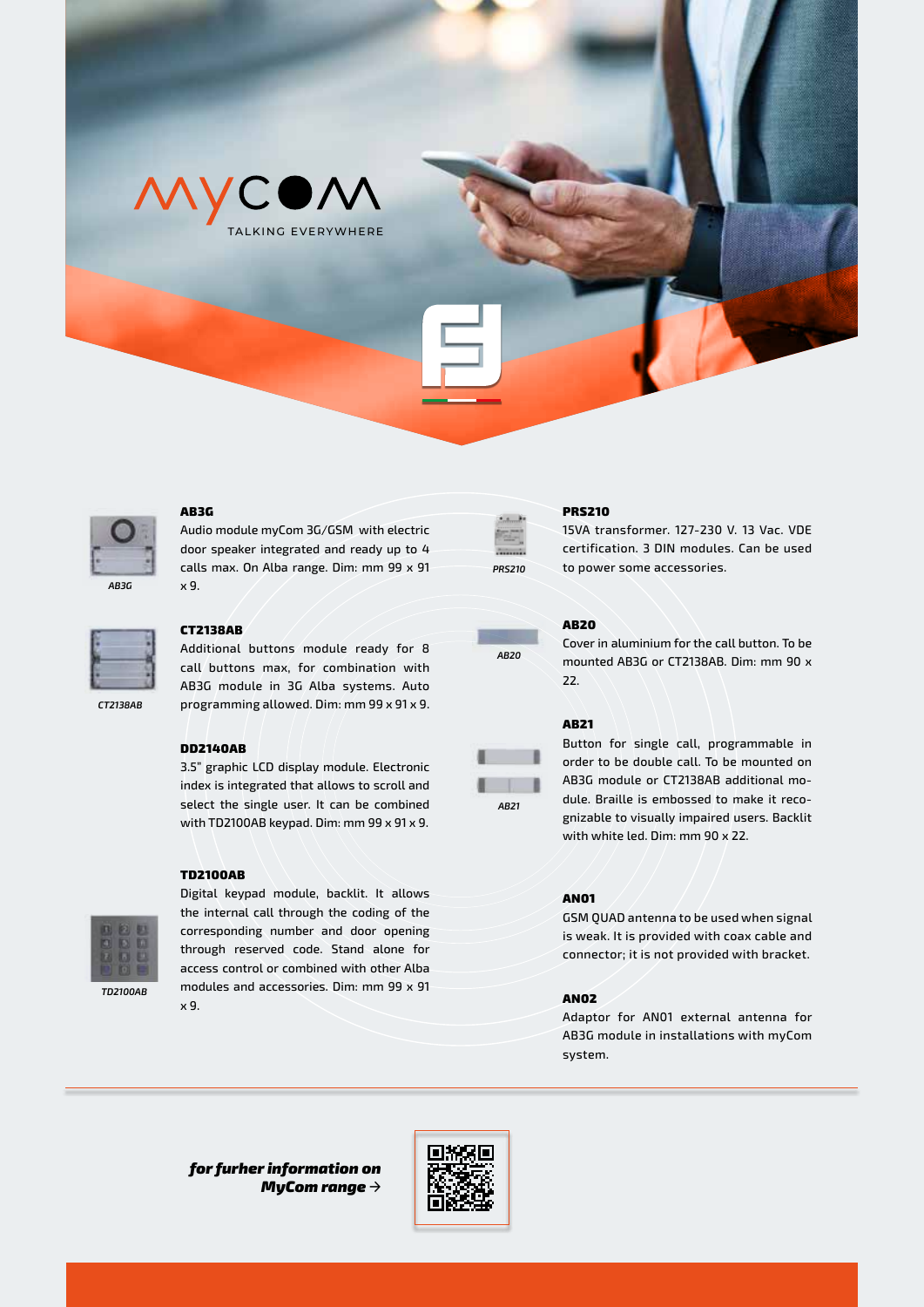# MyCOM

TALKING EVERYWHERE

### AB3G

Audio module myCom 3G/GSM with electric door speaker integrated and ready up to 4 calls max. On Alba range. Dim: mm 99 x 91 x 9.

AB3G

### CT2138AB

Additional buttons module ready for 8 call buttons max, for combination with AB3G module in 3G Alba systems. Auto programming allowed. Dim: mm 99 x 91 x 9.

CT2138AB

### DD2140AB

3.5" graphic LCD display module. Electronic index is integrated that allows to scroll and select the single user. It can be combined with TD2100AB keypad. Dim: mm 99 x 91 x 9.

### TD2100AB

Digital keypad module, backlit. It allows the internal call through the coding of the corresponding number and door opening through reserved code. Stand alone for access control or combined with other Alba modules and accessories. Dim: mm 99 x 91 x 9.

TD2100AB

### PRS210

15VA transformer. 127-230 V. 13 Vac. VDE certification. 3 DIN modules. Can be used to power some accessories.

PRS210

### AB20

Cover in aluminium for the call button. To be mounted AB3G or CT2138AB. Dim: mm 90 x 22.

AB20

### AB21

Button for single call, programmable in order to be double call. To be mounted on AB3G module or CT2138AB additional module. Braille is embossed to make it recognizable to visually impaired users. Backlit with white led. Dim: mm 90 x 22.

AB21

### AN01

GSM QUAD antenna to be used when signal is weak. It is provided with coax cable and connector; it is not provided with bracket.

### AN02

Adaptor for AN01 external antenna for AB3G module in installations with myCom system.

***for furher information on MyCom range →***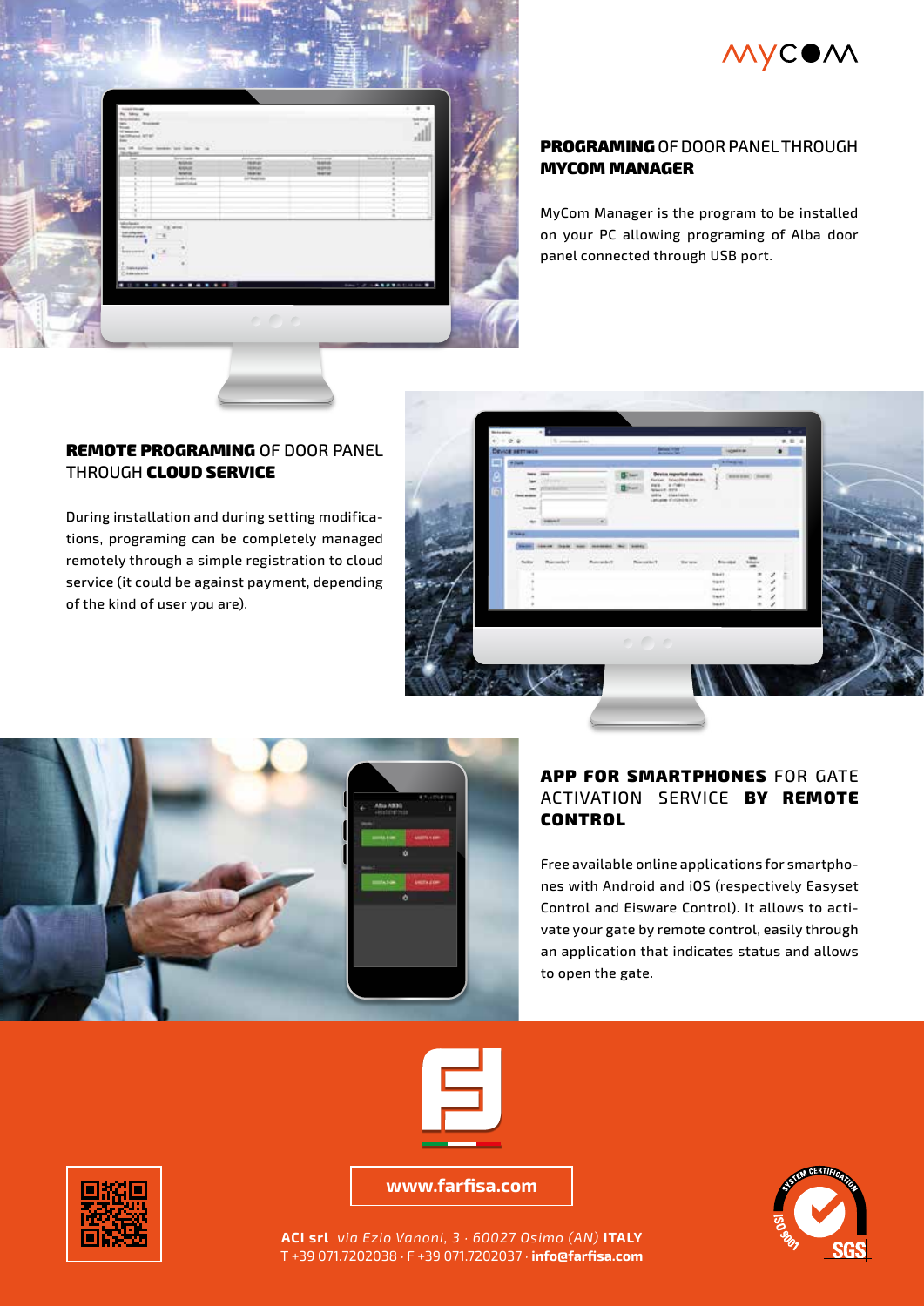MYCOM

## PROGRAMING OF DOOR PANEL THROUGH MYCOM MANAGER

MyCom Manager is the program to be installed on your PC allowing programing of Alba door panel connected through USB port.

## REMOTE PROGRAMING OF DOOR PANEL THROUGH CLOUD SERVICE

During installation and during setting modifications, programing can be completely managed remotely through a simple registration to cloud service (it could be against payment, depending of the kind of user you are).

## APP FOR SMARTPHONES FOR GATE ACTIVATION SERVICE BY REMOTE CONTROL

Free available online applications for smartphones with Android and iOS (respectively Easyset Control and Eisware Control). It allows to activate your gate by remote control, easily through an application that indicates status and allows to open the gate.

**www.farfisa.com**

**ACI srl** *via Ezio Vanoni, 3 · 60027 Osimo (AN)* **ITALY**
T +39 071.7202038 · F +39 071.7202037 · **info@farfisa.com**

SYSTEM CERTIFICATION ISO 9001 SGS